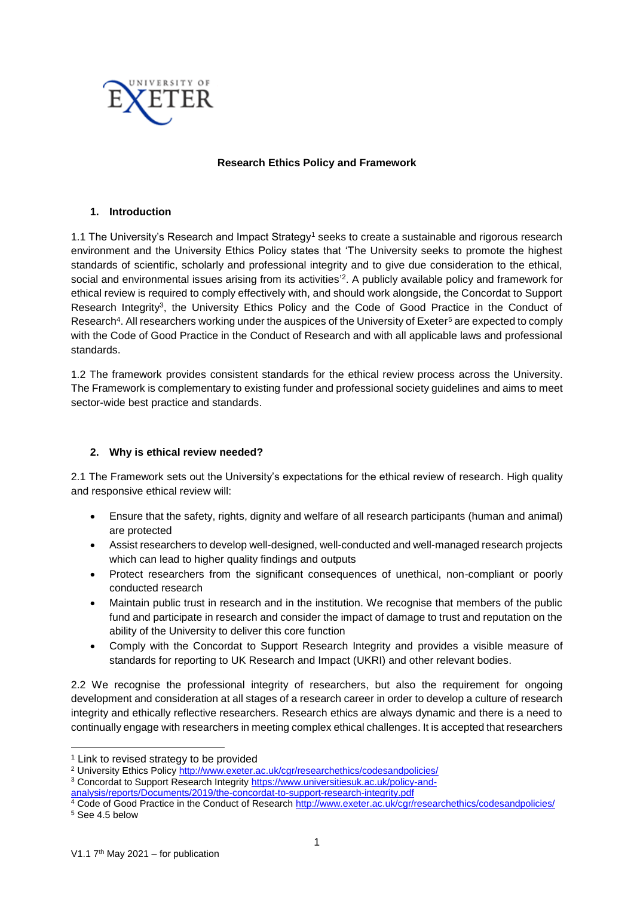# Research Ethics Policy and Framework

## 1. Introduction

1.1 The University's Research and Impact Strategy[1] seeks to create a sustainable and rigorous research environment and the University Ethics Policy states that 'The University seeks to promote the highest standards of scientific, scholarly and professional integrity and to give due consideration to the ethical, social and environmental issues arising from its activities'[2]. A publicly available policy and framework for ethical review is required to comply effectively with, and should work alongside, the Concordat to Support Research Integrity[3], the University Ethics Policy and the Code of Good Practice in the Conduct of Research[4]. All researchers working under the auspices of the University of Exeter[5] are expected to comply with the Code of Good Practice in the Conduct of Research and with all applicable laws and professional standards.

1.2 The framework provides consistent standards for the ethical review process across the University. The Framework is complementary to existing funder and professional society guidelines and aims to meet sector-wide best practice and standards.

## 2. Why is ethical review needed?

2.1 The Framework sets out the University's expectations for the ethical review of research. High quality and responsive ethical review will:

- Ensure that the safety, rights, dignity and welfare of all research participants (human and animal) are protected
- Assist researchers to develop well-designed, well-conducted and well-managed research projects which can lead to higher quality findings and outputs
- Protect researchers from the significant consequences of unethical, non-compliant or poorly conducted research
- Maintain public trust in research and in the institution. We recognise that members of the public fund and participate in research and consider the impact of damage to trust and reputation on the ability of the University to deliver this core function
- Comply with the Concordat to Support Research Integrity and provides a visible measure of standards for reporting to UK Research and Impact (UKRI) and other relevant bodies.

2.2 We recognise the professional integrity of researchers, but also the requirement for ongoing development and consideration at all stages of a research career in order to develop a culture of research integrity and ethically reflective researchers. Research ethics are always dynamic and there is a need to continually engage with researchers in meeting complex ethical challenges. It is accepted that researchers

---

[1] Link to revised strategy to be provided

[2] University Ethics Policy http://www.exeter.ac.uk/cgr/researchethics/codesandpolicies/

[3] Concordat to Support Research Integrity https://www.universitiesuk.ac.uk/policy-and-analysis/reports/Documents/2019/the-concordat-to-support-research-integrity.pdf

[4] Code of Good Practice in the Conduct of Research http://www.exeter.ac.uk/cgr/researchethics/codesandpolicies/

[5] See 4.5 below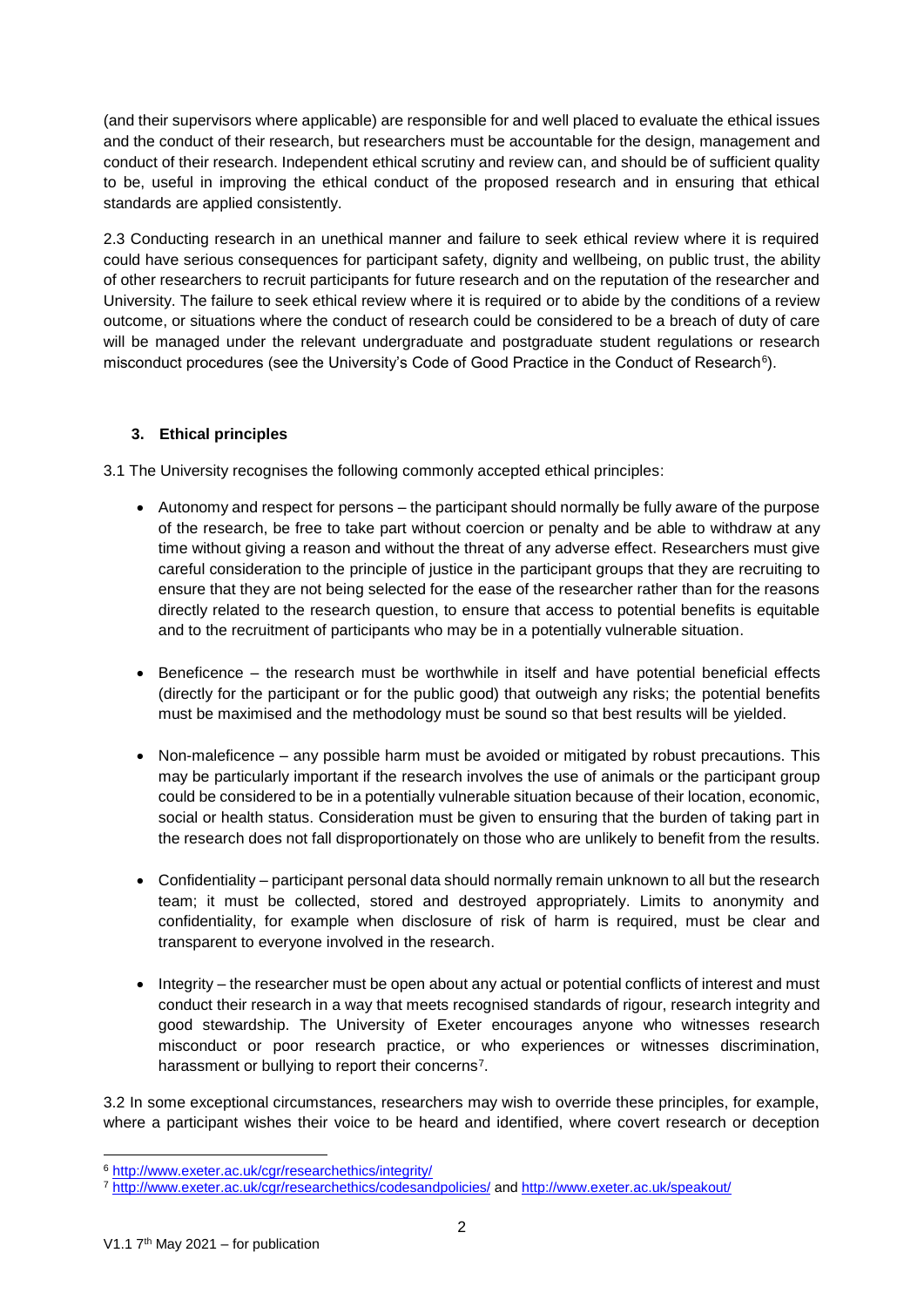(and their supervisors where applicable) are responsible for and well placed to evaluate the ethical issues and the conduct of their research, but researchers must be accountable for the design, management and conduct of their research. Independent ethical scrutiny and review can, and should be of sufficient quality to be, useful in improving the ethical conduct of the proposed research and in ensuring that ethical standards are applied consistently.

2.3 Conducting research in an unethical manner and failure to seek ethical review where it is required could have serious consequences for participant safety, dignity and wellbeing, on public trust, the ability of other researchers to recruit participants for future research and on the reputation of the researcher and University. The failure to seek ethical review where it is required or to abide by the conditions of a review outcome, or situations where the conduct of research could be considered to be a breach of duty of care will be managed under the relevant undergraduate and postgraduate student regulations or research misconduct procedures (see the University's Code of Good Practice in the Conduct of Research[6]).

## 3. Ethical principles

3.1 The University recognises the following commonly accepted ethical principles:

- Autonomy and respect for persons – the participant should normally be fully aware of the purpose of the research, be free to take part without coercion or penalty and be able to withdraw at any time without giving a reason and without the threat of any adverse effect. Researchers must give careful consideration to the principle of justice in the participant groups that they are recruiting to ensure that they are not being selected for the ease of the researcher rather than for the reasons directly related to the research question, to ensure that access to potential benefits is equitable and to the recruitment of participants who may be in a potentially vulnerable situation.

- Beneficence – the research must be worthwhile in itself and have potential beneficial effects (directly for the participant or for the public good) that outweigh any risks; the potential benefits must be maximised and the methodology must be sound so that best results will be yielded.

- Non-maleficence – any possible harm must be avoided or mitigated by robust precautions. This may be particularly important if the research involves the use of animals or the participant group could be considered to be in a potentially vulnerable situation because of their location, economic, social or health status. Consideration must be given to ensuring that the burden of taking part in the research does not fall disproportionately on those who are unlikely to benefit from the results.

- Confidentiality – participant personal data should normally remain unknown to all but the research team; it must be collected, stored and destroyed appropriately. Limits to anonymity and confidentiality, for example when disclosure of risk of harm is required, must be clear and transparent to everyone involved in the research.

- Integrity – the researcher must be open about any actual or potential conflicts of interest and must conduct their research in a way that meets recognised standards of rigour, research integrity and good stewardship. The University of Exeter encourages anyone who witnesses research misconduct or poor research practice, or who experiences or witnesses discrimination, harassment or bullying to report their concerns[7].

3.2 In some exceptional circumstances, researchers may wish to override these principles, for example, where a participant wishes their voice to be heard and identified, where covert research or deception

---

[6] http://www.exeter.ac.uk/cgr/researchethics/integrity/

[7] http://www.exeter.ac.uk/cgr/researchethics/codesandpolicies/ and http://www.exeter.ac.uk/speakout/

V1.1 7th May 2021 – for publication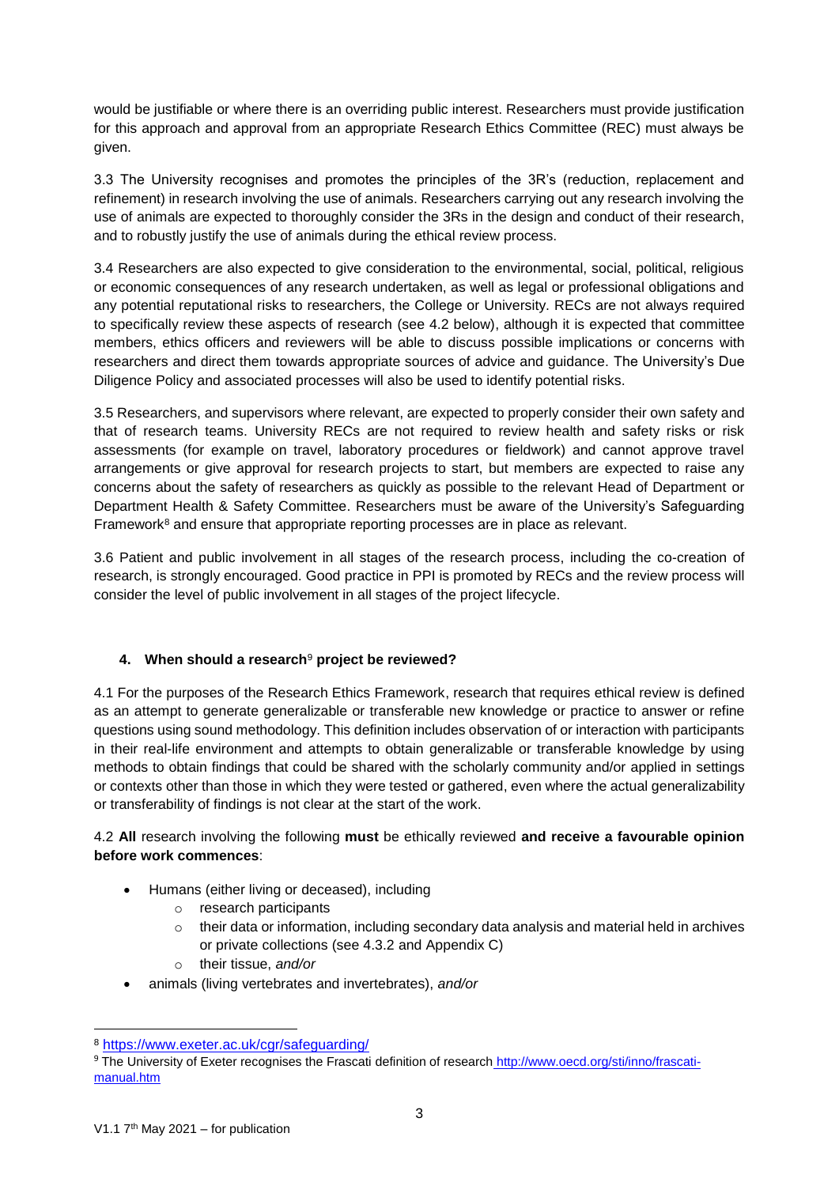would be justifiable or where there is an overriding public interest. Researchers must provide justification for this approach and approval from an appropriate Research Ethics Committee (REC) must always be given.

3.3 The University recognises and promotes the principles of the 3R's (reduction, replacement and refinement) in research involving the use of animals. Researchers carrying out any research involving the use of animals are expected to thoroughly consider the 3Rs in the design and conduct of their research, and to robustly justify the use of animals during the ethical review process.

3.4 Researchers are also expected to give consideration to the environmental, social, political, religious or economic consequences of any research undertaken, as well as legal or professional obligations and any potential reputational risks to researchers, the College or University. RECs are not always required to specifically review these aspects of research (see 4.2 below), although it is expected that committee members, ethics officers and reviewers will be able to discuss possible implications or concerns with researchers and direct them towards appropriate sources of advice and guidance. The University's Due Diligence Policy and associated processes will also be used to identify potential risks.

3.5 Researchers, and supervisors where relevant, are expected to properly consider their own safety and that of research teams. University RECs are not required to review health and safety risks or risk assessments (for example on travel, laboratory procedures or fieldwork) and cannot approve travel arrangements or give approval for research projects to start, but members are expected to raise any concerns about the safety of researchers as quickly as possible to the relevant Head of Department or Department Health & Safety Committee. Researchers must be aware of the University's Safeguarding Framework[8] and ensure that appropriate reporting processes are in place as relevant.

3.6 Patient and public involvement in all stages of the research process, including the co-creation of research, is strongly encouraged. Good practice in PPI is promoted by RECs and the review process will consider the level of public involvement in all stages of the project lifecycle.

## 4. When should a research[9] project be reviewed?

4.1 For the purposes of the Research Ethics Framework, research that requires ethical review is defined as an attempt to generate generalizable or transferable new knowledge or practice to answer or refine questions using sound methodology. This definition includes observation of or interaction with participants in their real-life environment and attempts to obtain generalizable or transferable knowledge by using methods to obtain findings that could be shared with the scholarly community and/or applied in settings or contexts other than those in which they were tested or gathered, even where the actual generalizability or transferability of findings is not clear at the start of the work.

4.2 **All** research involving the following **must** be ethically reviewed **and receive a favourable opinion before work commences**:

- Humans (either living or deceased), including
  - research participants
  - their data or information, including secondary data analysis and material held in archives or private collections (see 4.3.2 and Appendix C)
  - their tissue, *and/or*
- animals (living vertebrates and invertebrates), *and/or*

---

[8] https://www.exeter.ac.uk/cgr/safeguarding/

[9] The University of Exeter recognises the Frascati definition of research http://www.oecd.org/sti/inno/frascati-manual.htm

V1.1 7th May 2021 – for publication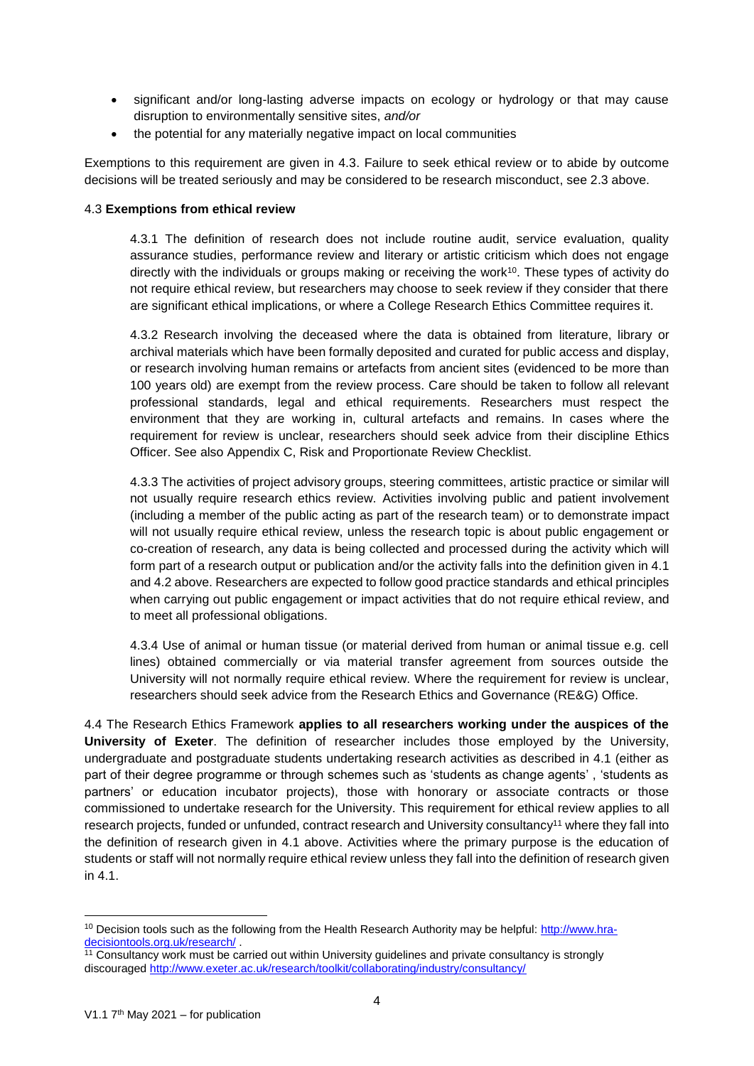- significant and/or long-lasting adverse impacts on ecology or hydrology or that may cause disruption to environmentally sensitive sites, *and/or*
- the potential for any materially negative impact on local communities

Exemptions to this requirement are given in 4.3. Failure to seek ethical review or to abide by outcome decisions will be treated seriously and may be considered to be research misconduct, see 2.3 above.

4.3 **Exemptions from ethical review**

4.3.1 The definition of research does not include routine audit, service evaluation, quality assurance studies, performance review and literary or artistic criticism which does not engage directly with the individuals or groups making or receiving the work[10]. These types of activity do not require ethical review, but researchers may choose to seek review if they consider that there are significant ethical implications, or where a College Research Ethics Committee requires it.

4.3.2 Research involving the deceased where the data is obtained from literature, library or archival materials which have been formally deposited and curated for public access and display, or research involving human remains or artefacts from ancient sites (evidenced to be more than 100 years old) are exempt from the review process. Care should be taken to follow all relevant professional standards, legal and ethical requirements. Researchers must respect the environment that they are working in, cultural artefacts and remains. In cases where the requirement for review is unclear, researchers should seek advice from their discipline Ethics Officer. See also Appendix C, Risk and Proportionate Review Checklist.

4.3.3 The activities of project advisory groups, steering committees, artistic practice or similar will not usually require research ethics review. Activities involving public and patient involvement (including a member of the public acting as part of the research team) or to demonstrate impact will not usually require ethical review, unless the research topic is about public engagement or co-creation of research, any data is being collected and processed during the activity which will form part of a research output or publication and/or the activity falls into the definition given in 4.1 and 4.2 above. Researchers are expected to follow good practice standards and ethical principles when carrying out public engagement or impact activities that do not require ethical review, and to meet all professional obligations.

4.3.4 Use of animal or human tissue (or material derived from human or animal tissue e.g. cell lines) obtained commercially or via material transfer agreement from sources outside the University will not normally require ethical review. Where the requirement for review is unclear, researchers should seek advice from the Research Ethics and Governance (RE&G) Office.

4.4 The Research Ethics Framework **applies to all researchers working under the auspices of the University of Exeter**. The definition of researcher includes those employed by the University, undergraduate and postgraduate students undertaking research activities as described in 4.1 (either as part of their degree programme or through schemes such as 'students as change agents' , 'students as partners' or education incubator projects), those with honorary or associate contracts or those commissioned to undertake research for the University. This requirement for ethical review applies to all research projects, funded or unfunded, contract research and University consultancy[11] where they fall into the definition of research given in 4.1 above. Activities where the primary purpose is the education of students or staff will not normally require ethical review unless they fall into the definition of research given in 4.1.

---

[10] Decision tools such as the following from the Health Research Authority may be helpful: http://www.hra-decisiontools.org.uk/research/ .

[11] Consultancy work must be carried out within University guidelines and private consultancy is strongly discouraged http://www.exeter.ac.uk/research/toolkit/collaborating/industry/consultancy/

V1.1 7th May 2021 – for publication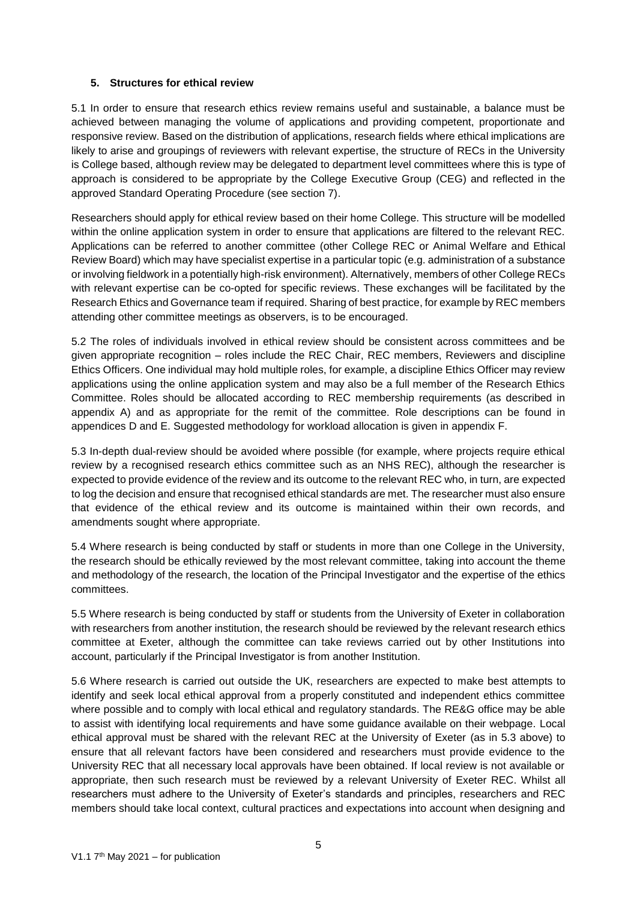## 5. Structures for ethical review

5.1 In order to ensure that research ethics review remains useful and sustainable, a balance must be achieved between managing the volume of applications and providing competent, proportionate and responsive review. Based on the distribution of applications, research fields where ethical implications are likely to arise and groupings of reviewers with relevant expertise, the structure of RECs in the University is College based, although review may be delegated to department level committees where this is type of approach is considered to be appropriate by the College Executive Group (CEG) and reflected in the approved Standard Operating Procedure (see section 7).

Researchers should apply for ethical review based on their home College. This structure will be modelled within the online application system in order to ensure that applications are filtered to the relevant REC. Applications can be referred to another committee (other College REC or Animal Welfare and Ethical Review Board) which may have specialist expertise in a particular topic (e.g. administration of a substance or involving fieldwork in a potentially high-risk environment). Alternatively, members of other College RECs with relevant expertise can be co-opted for specific reviews. These exchanges will be facilitated by the Research Ethics and Governance team if required. Sharing of best practice, for example by REC members attending other committee meetings as observers, is to be encouraged.

5.2 The roles of individuals involved in ethical review should be consistent across committees and be given appropriate recognition – roles include the REC Chair, REC members, Reviewers and discipline Ethics Officers. One individual may hold multiple roles, for example, a discipline Ethics Officer may review applications using the online application system and may also be a full member of the Research Ethics Committee. Roles should be allocated according to REC membership requirements (as described in appendix A) and as appropriate for the remit of the committee. Role descriptions can be found in appendices D and E. Suggested methodology for workload allocation is given in appendix F.

5.3 In-depth dual-review should be avoided where possible (for example, where projects require ethical review by a recognised research ethics committee such as an NHS REC), although the researcher is expected to provide evidence of the review and its outcome to the relevant REC who, in turn, are expected to log the decision and ensure that recognised ethical standards are met. The researcher must also ensure that evidence of the ethical review and its outcome is maintained within their own records, and amendments sought where appropriate.

5.4 Where research is being conducted by staff or students in more than one College in the University, the research should be ethically reviewed by the most relevant committee, taking into account the theme and methodology of the research, the location of the Principal Investigator and the expertise of the ethics committees.

5.5 Where research is being conducted by staff or students from the University of Exeter in collaboration with researchers from another institution, the research should be reviewed by the relevant research ethics committee at Exeter, although the committee can take reviews carried out by other Institutions into account, particularly if the Principal Investigator is from another Institution.

5.6 Where research is carried out outside the UK, researchers are expected to make best attempts to identify and seek local ethical approval from a properly constituted and independent ethics committee where possible and to comply with local ethical and regulatory standards. The RE&G office may be able to assist with identifying local requirements and have some guidance available on their webpage. Local ethical approval must be shared with the relevant REC at the University of Exeter (as in 5.3 above) to ensure that all relevant factors have been considered and researchers must provide evidence to the University REC that all necessary local approvals have been obtained. If local review is not available or appropriate, then such research must be reviewed by a relevant University of Exeter REC. Whilst all researchers must adhere to the University of Exeter's standards and principles, researchers and REC members should take local context, cultural practices and expectations into account when designing and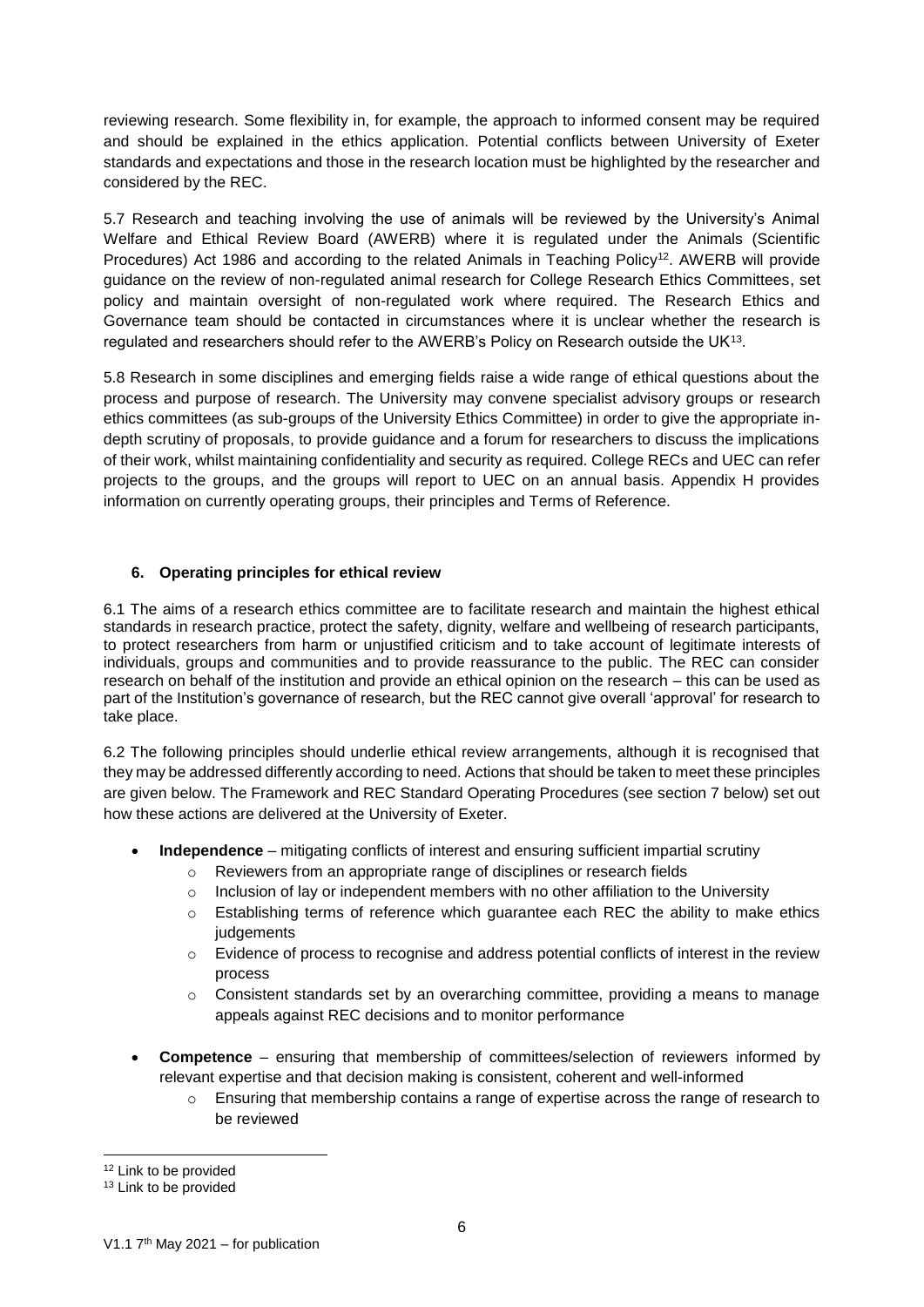reviewing research. Some flexibility in, for example, the approach to informed consent may be required and should be explained in the ethics application. Potential conflicts between University of Exeter standards and expectations and those in the research location must be highlighted by the researcher and considered by the REC.

5.7 Research and teaching involving the use of animals will be reviewed by the University's Animal Welfare and Ethical Review Board (AWERB) where it is regulated under the Animals (Scientific Procedures) Act 1986 and according to the related Animals in Teaching Policy[12]. AWERB will provide guidance on the review of non-regulated animal research for College Research Ethics Committees, set policy and maintain oversight of non-regulated work where required. The Research Ethics and Governance team should be contacted in circumstances where it is unclear whether the research is regulated and researchers should refer to the AWERB's Policy on Research outside the UK[13].

5.8 Research in some disciplines and emerging fields raise a wide range of ethical questions about the process and purpose of research. The University may convene specialist advisory groups or research ethics committees (as sub-groups of the University Ethics Committee) in order to give the appropriate in-depth scrutiny of proposals, to provide guidance and a forum for researchers to discuss the implications of their work, whilst maintaining confidentiality and security as required. College RECs and UEC can refer projects to the groups, and the groups will report to UEC on an annual basis. Appendix H provides information on currently operating groups, their principles and Terms of Reference.

## 6. Operating principles for ethical review

6.1 The aims of a research ethics committee are to facilitate research and maintain the highest ethical standards in research practice, protect the safety, dignity, welfare and wellbeing of research participants, to protect researchers from harm or unjustified criticism and to take account of legitimate interests of individuals, groups and communities and to provide reassurance to the public. The REC can consider research on behalf of the institution and provide an ethical opinion on the research – this can be used as part of the Institution's governance of research, but the REC cannot give overall 'approval' for research to take place.

6.2 The following principles should underlie ethical review arrangements, although it is recognised that they may be addressed differently according to need. Actions that should be taken to meet these principles are given below. The Framework and REC Standard Operating Procedures (see section 7 below) set out how these actions are delivered at the University of Exeter.

- **Independence** – mitigating conflicts of interest and ensuring sufficient impartial scrutiny
  - Reviewers from an appropriate range of disciplines or research fields
  - Inclusion of lay or independent members with no other affiliation to the University
  - Establishing terms of reference which guarantee each REC the ability to make ethics judgements
  - Evidence of process to recognise and address potential conflicts of interest in the review process
  - Consistent standards set by an overarching committee, providing a means to manage appeals against REC decisions and to monitor performance
- **Competence** – ensuring that membership of committees/selection of reviewers informed by relevant expertise and that decision making is consistent, coherent and well-informed
  - Ensuring that membership contains a range of expertise across the range of research to be reviewed

[12] Link to be provided

[13] Link to be provided

V1.1 7th May 2021 – for publication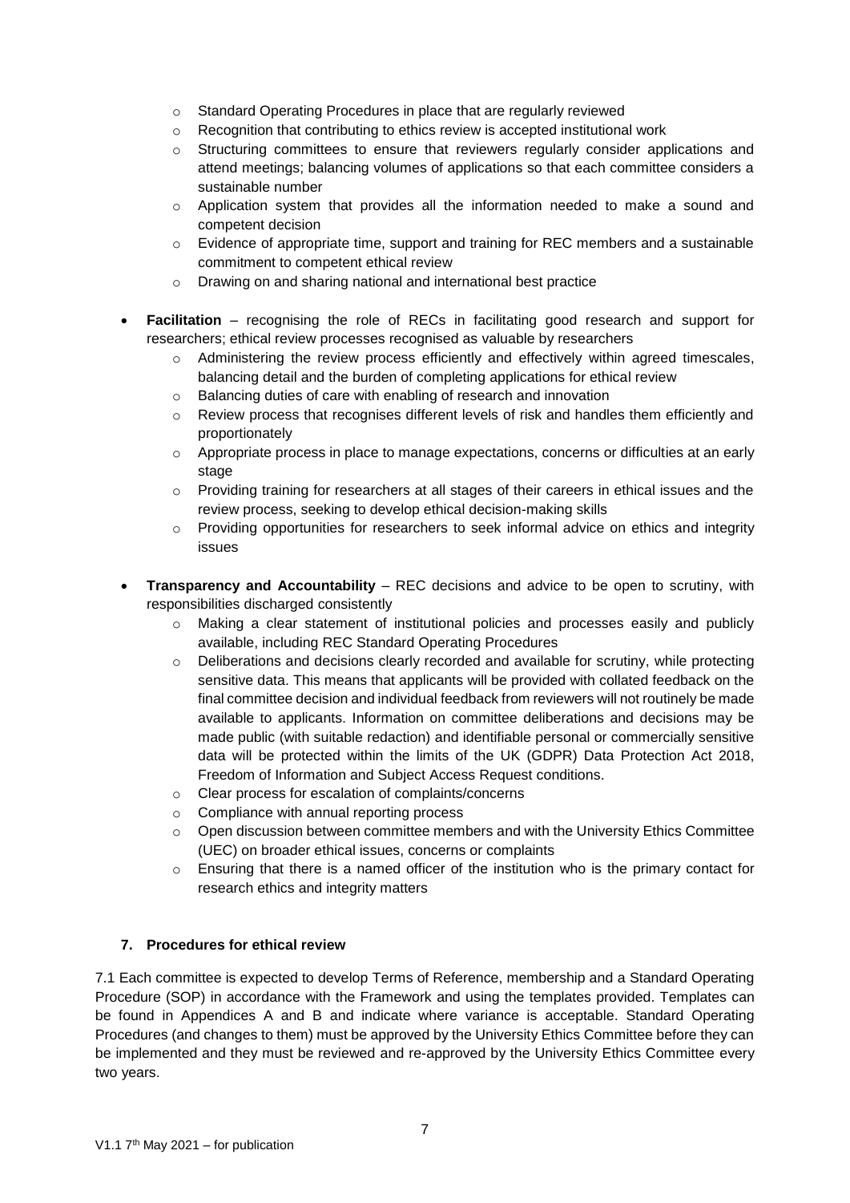- Standard Operating Procedures in place that are regularly reviewed
  - Recognition that contributing to ethics review is accepted institutional work
  - Structuring committees to ensure that reviewers regularly consider applications and attend meetings; balancing volumes of applications so that each committee considers a sustainable number
  - Application system that provides all the information needed to make a sound and competent decision
  - Evidence of appropriate time, support and training for REC members and a sustainable commitment to competent ethical review
  - Drawing on and sharing national and international best practice

- **Facilitation** – recognising the role of RECs in facilitating good research and support for researchers; ethical review processes recognised as valuable by researchers
  - Administering the review process efficiently and effectively within agreed timescales, balancing detail and the burden of completing applications for ethical review
  - Balancing duties of care with enabling of research and innovation
  - Review process that recognises different levels of risk and handles them efficiently and proportionately
  - Appropriate process in place to manage expectations, concerns or difficulties at an early stage
  - Providing training for researchers at all stages of their careers in ethical issues and the review process, seeking to develop ethical decision-making skills
  - Providing opportunities for researchers to seek informal advice on ethics and integrity issues

- **Transparency and Accountability** – REC decisions and advice to be open to scrutiny, with responsibilities discharged consistently
  - Making a clear statement of institutional policies and processes easily and publicly available, including REC Standard Operating Procedures
  - Deliberations and decisions clearly recorded and available for scrutiny, while protecting sensitive data. This means that applicants will be provided with collated feedback on the final committee decision and individual feedback from reviewers will not routinely be made available to applicants. Information on committee deliberations and decisions may be made public (with suitable redaction) and identifiable personal or commercially sensitive data will be protected within the limits of the UK (GDPR) Data Protection Act 2018, Freedom of Information and Subject Access Request conditions.
  - Clear process for escalation of complaints/concerns
  - Compliance with annual reporting process
  - Open discussion between committee members and with the University Ethics Committee (UEC) on broader ethical issues, concerns or complaints
  - Ensuring that there is a named officer of the institution who is the primary contact for research ethics and integrity matters

## 7. Procedures for ethical review

7.1 Each committee is expected to develop Terms of Reference, membership and a Standard Operating Procedure (SOP) in accordance with the Framework and using the templates provided. Templates can be found in Appendices A and B and indicate where variance is acceptable. Standard Operating Procedures (and changes to them) must be approved by the University Ethics Committee before they can be implemented and they must be reviewed and re-approved by the University Ethics Committee every two years.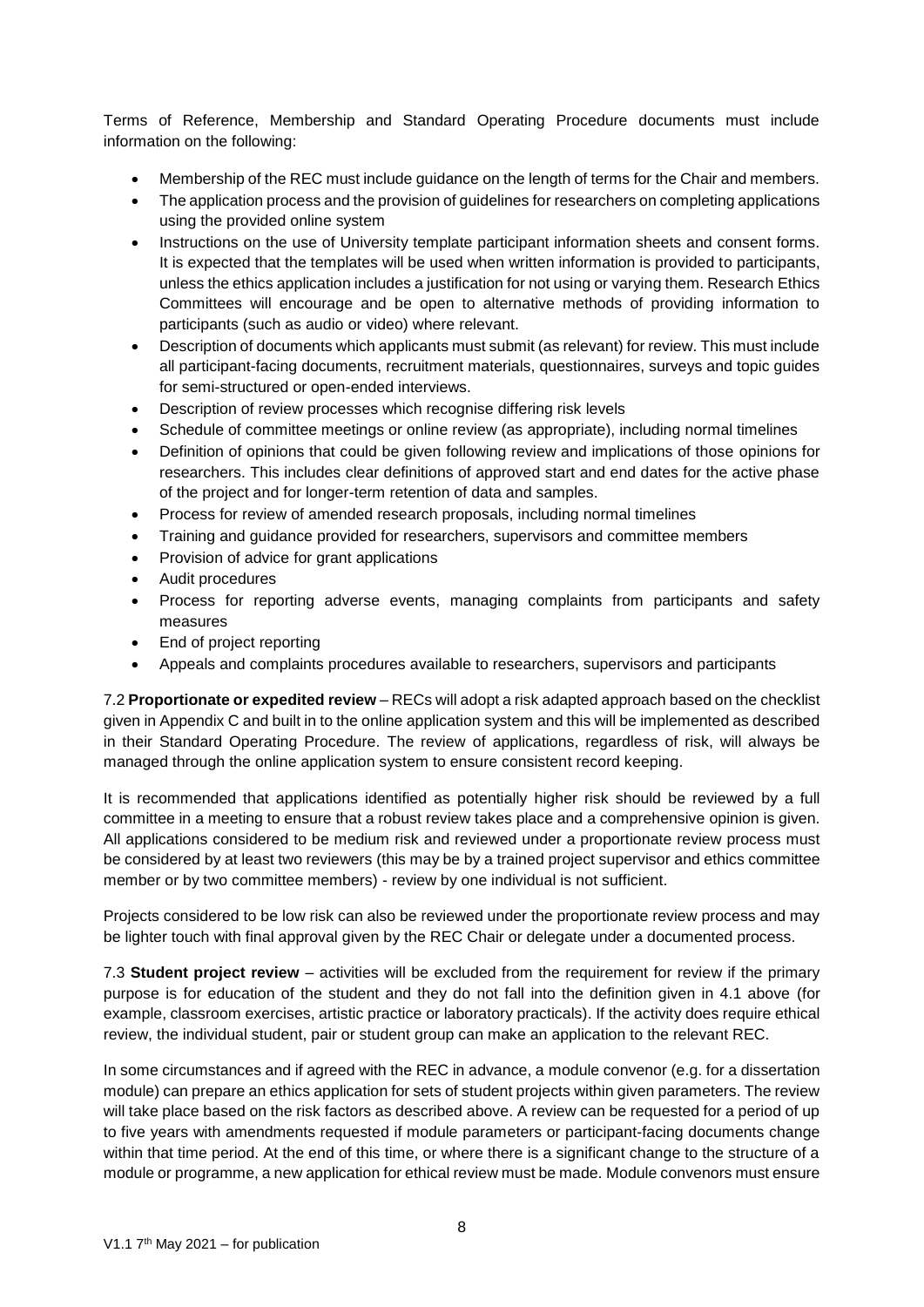Terms of Reference, Membership and Standard Operating Procedure documents must include information on the following:

- Membership of the REC must include guidance on the length of terms for the Chair and members.
- The application process and the provision of guidelines for researchers on completing applications using the provided online system
- Instructions on the use of University template participant information sheets and consent forms. It is expected that the templates will be used when written information is provided to participants, unless the ethics application includes a justification for not using or varying them. Research Ethics Committees will encourage and be open to alternative methods of providing information to participants (such as audio or video) where relevant.
- Description of documents which applicants must submit (as relevant) for review. This must include all participant-facing documents, recruitment materials, questionnaires, surveys and topic guides for semi-structured or open-ended interviews.
- Description of review processes which recognise differing risk levels
- Schedule of committee meetings or online review (as appropriate), including normal timelines
- Definition of opinions that could be given following review and implications of those opinions for researchers. This includes clear definitions of approved start and end dates for the active phase of the project and for longer-term retention of data and samples.
- Process for review of amended research proposals, including normal timelines
- Training and guidance provided for researchers, supervisors and committee members
- Provision of advice for grant applications
- Audit procedures
- Process for reporting adverse events, managing complaints from participants and safety measures
- End of project reporting
- Appeals and complaints procedures available to researchers, supervisors and participants

7.2 **Proportionate or expedited review** – RECs will adopt a risk adapted approach based on the checklist given in Appendix C and built in to the online application system and this will be implemented as described in their Standard Operating Procedure. The review of applications, regardless of risk, will always be managed through the online application system to ensure consistent record keeping.

It is recommended that applications identified as potentially higher risk should be reviewed by a full committee in a meeting to ensure that a robust review takes place and a comprehensive opinion is given. All applications considered to be medium risk and reviewed under a proportionate review process must be considered by at least two reviewers (this may be by a trained project supervisor and ethics committee member or by two committee members) - review by one individual is not sufficient.

Projects considered to be low risk can also be reviewed under the proportionate review process and may be lighter touch with final approval given by the REC Chair or delegate under a documented process.

7.3 **Student project review** – activities will be excluded from the requirement for review if the primary purpose is for education of the student and they do not fall into the definition given in 4.1 above (for example, classroom exercises, artistic practice or laboratory practicals). If the activity does require ethical review, the individual student, pair or student group can make an application to the relevant REC.

In some circumstances and if agreed with the REC in advance, a module convenor (e.g. for a dissertation module) can prepare an ethics application for sets of student projects within given parameters. The review will take place based on the risk factors as described above. A review can be requested for a period of up to five years with amendments requested if module parameters or participant-facing documents change within that time period. At the end of this time, or where there is a significant change to the structure of a module or programme, a new application for ethical review must be made. Module convenors must ensure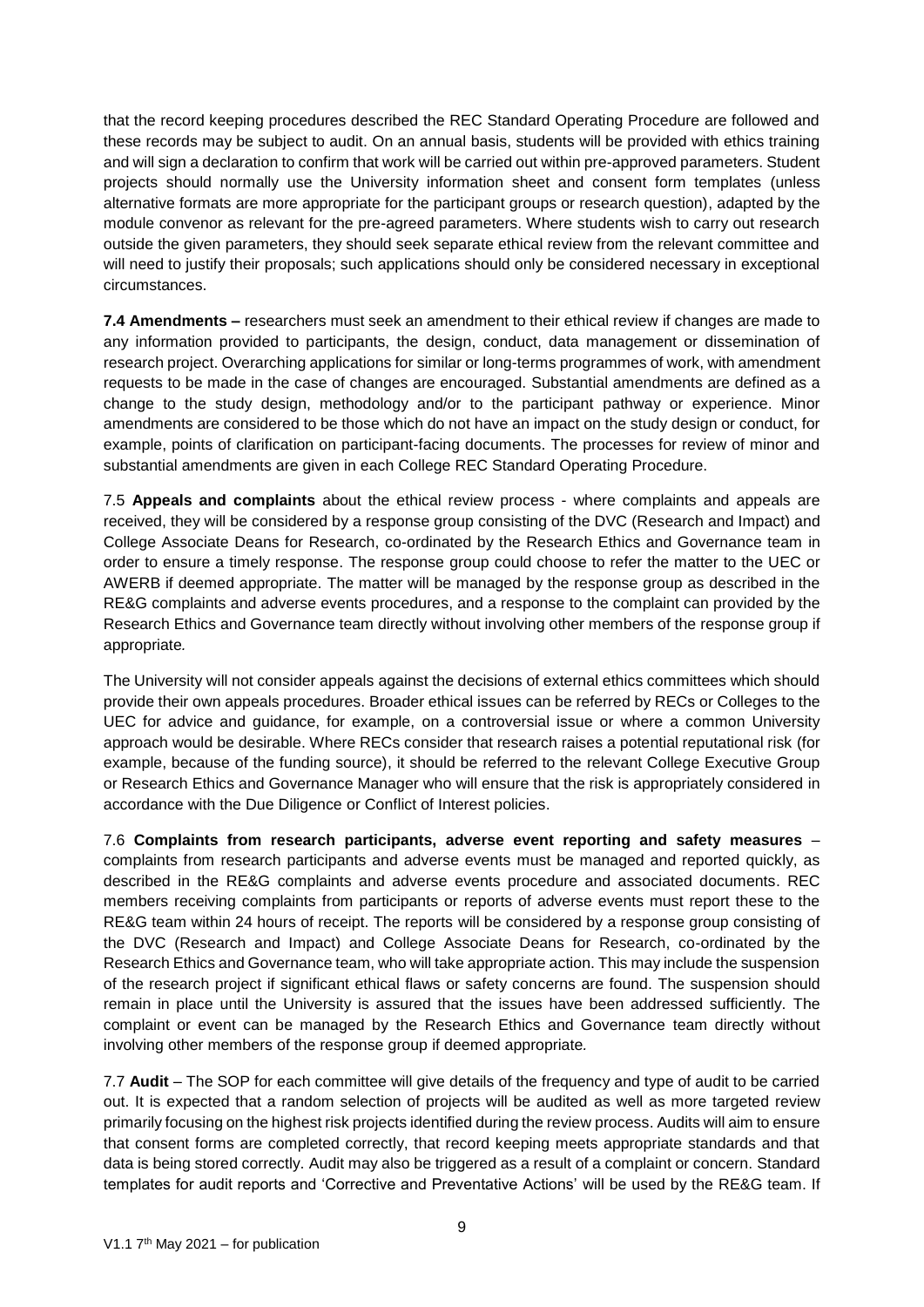that the record keeping procedures described the REC Standard Operating Procedure are followed and these records may be subject to audit. On an annual basis, students will be provided with ethics training and will sign a declaration to confirm that work will be carried out within pre-approved parameters. Student projects should normally use the University information sheet and consent form templates (unless alternative formats are more appropriate for the participant groups or research question), adapted by the module convenor as relevant for the pre-agreed parameters. Where students wish to carry out research outside the given parameters, they should seek separate ethical review from the relevant committee and will need to justify their proposals; such applications should only be considered necessary in exceptional circumstances.

**7.4 Amendments –** researchers must seek an amendment to their ethical review if changes are made to any information provided to participants, the design, conduct, data management or dissemination of research project. Overarching applications for similar or long-terms programmes of work, with amendment requests to be made in the case of changes are encouraged. Substantial amendments are defined as a change to the study design, methodology and/or to the participant pathway or experience. Minor amendments are considered to be those which do not have an impact on the study design or conduct, for example, points of clarification on participant-facing documents. The processes for review of minor and substantial amendments are given in each College REC Standard Operating Procedure.

7.5 **Appeals and complaints** about the ethical review process - where complaints and appeals are received, they will be considered by a response group consisting of the DVC (Research and Impact) and College Associate Deans for Research, co-ordinated by the Research Ethics and Governance team in order to ensure a timely response. The response group could choose to refer the matter to the UEC or AWERB if deemed appropriate. The matter will be managed by the response group as described in the RE&G complaints and adverse events procedures, and a response to the complaint can provided by the Research Ethics and Governance team directly without involving other members of the response group if appropriate.

The University will not consider appeals against the decisions of external ethics committees which should provide their own appeals procedures. Broader ethical issues can be referred by RECs or Colleges to the UEC for advice and guidance, for example, on a controversial issue or where a common University approach would be desirable. Where RECs consider that research raises a potential reputational risk (for example, because of the funding source), it should be referred to the relevant College Executive Group or Research Ethics and Governance Manager who will ensure that the risk is appropriately considered in accordance with the Due Diligence or Conflict of Interest policies.

7.6 **Complaints from research participants, adverse event reporting and safety measures** – complaints from research participants and adverse events must be managed and reported quickly, as described in the RE&G complaints and adverse events procedure and associated documents. REC members receiving complaints from participants or reports of adverse events must report these to the RE&G team within 24 hours of receipt. The reports will be considered by a response group consisting of the DVC (Research and Impact) and College Associate Deans for Research, co-ordinated by the Research Ethics and Governance team, who will take appropriate action. This may include the suspension of the research project if significant ethical flaws or safety concerns are found. The suspension should remain in place until the University is assured that the issues have been addressed sufficiently. The complaint or event can be managed by the Research Ethics and Governance team directly without involving other members of the response group if deemed appropriate.

7.7 **Audit** – The SOP for each committee will give details of the frequency and type of audit to be carried out. It is expected that a random selection of projects will be audited as well as more targeted review primarily focusing on the highest risk projects identified during the review process. Audits will aim to ensure that consent forms are completed correctly, that record keeping meets appropriate standards and that data is being stored correctly. Audit may also be triggered as a result of a complaint or concern. Standard templates for audit reports and 'Corrective and Preventative Actions' will be used by the RE&G team. If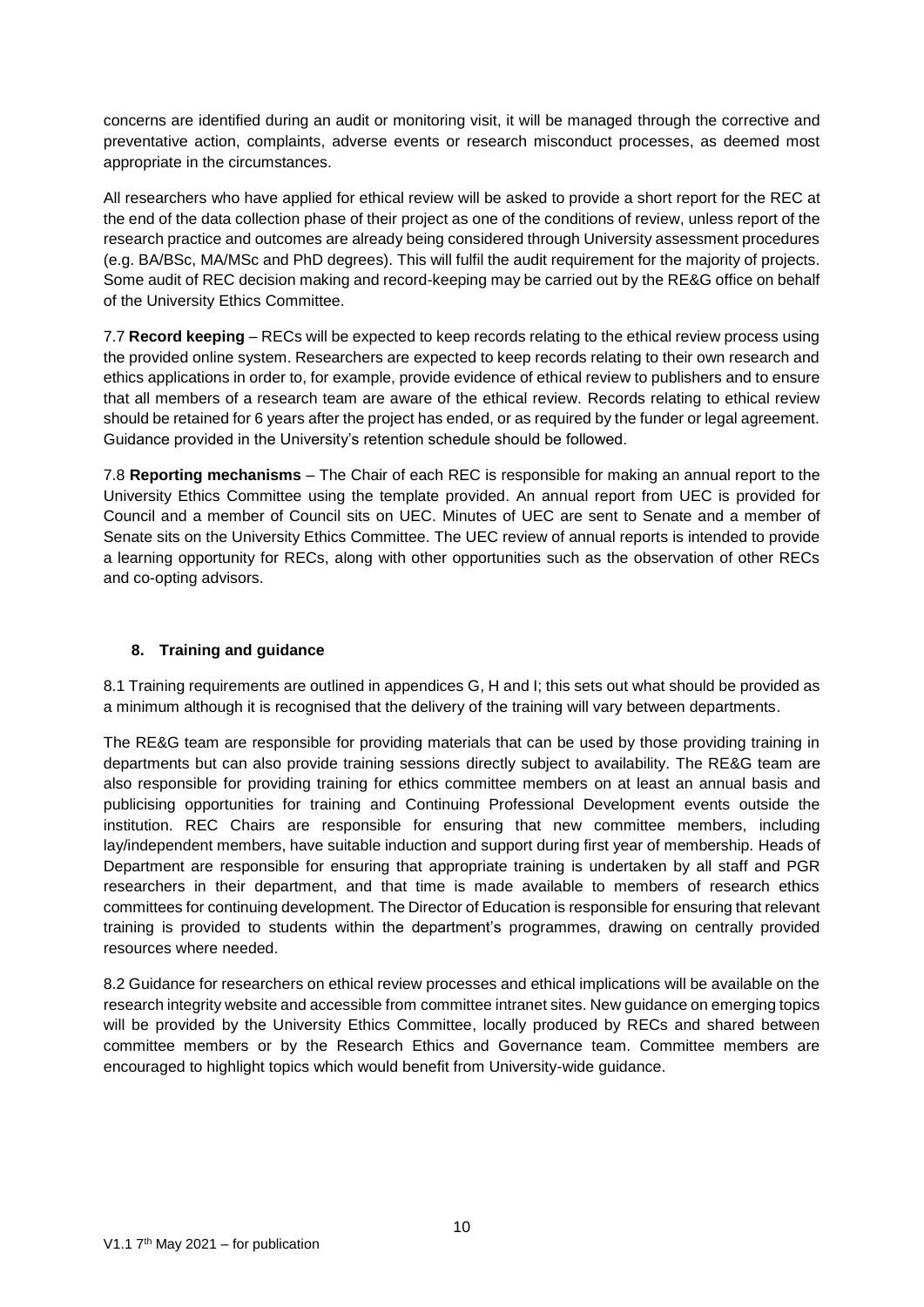concerns are identified during an audit or monitoring visit, it will be managed through the corrective and preventative action, complaints, adverse events or research misconduct processes, as deemed most appropriate in the circumstances.

All researchers who have applied for ethical review will be asked to provide a short report for the REC at the end of the data collection phase of their project as one of the conditions of review, unless report of the research practice and outcomes are already being considered through University assessment procedures (e.g. BA/BSc, MA/MSc and PhD degrees). This will fulfil the audit requirement for the majority of projects. Some audit of REC decision making and record-keeping may be carried out by the RE&G office on behalf of the University Ethics Committee.

7.7 **Record keeping** – RECs will be expected to keep records relating to the ethical review process using the provided online system. Researchers are expected to keep records relating to their own research and ethics applications in order to, for example, provide evidence of ethical review to publishers and to ensure that all members of a research team are aware of the ethical review. Records relating to ethical review should be retained for 6 years after the project has ended, or as required by the funder or legal agreement. Guidance provided in the University's retention schedule should be followed.

7.8 **Reporting mechanisms** – The Chair of each REC is responsible for making an annual report to the University Ethics Committee using the template provided. An annual report from UEC is provided for Council and a member of Council sits on UEC. Minutes of UEC are sent to Senate and a member of Senate sits on the University Ethics Committee. The UEC review of annual reports is intended to provide a learning opportunity for RECs, along with other opportunities such as the observation of other RECs and co-opting advisors.

## 8. Training and guidance

8.1 Training requirements are outlined in appendices G, H and I; this sets out what should be provided as a minimum although it is recognised that the delivery of the training will vary between departments.

The RE&G team are responsible for providing materials that can be used by those providing training in departments but can also provide training sessions directly subject to availability. The RE&G team are also responsible for providing training for ethics committee members on at least an annual basis and publicising opportunities for training and Continuing Professional Development events outside the institution. REC Chairs are responsible for ensuring that new committee members, including lay/independent members, have suitable induction and support during first year of membership. Heads of Department are responsible for ensuring that appropriate training is undertaken by all staff and PGR researchers in their department, and that time is made available to members of research ethics committees for continuing development. The Director of Education is responsible for ensuring that relevant training is provided to students within the department's programmes, drawing on centrally provided resources where needed.

8.2 Guidance for researchers on ethical review processes and ethical implications will be available on the research integrity website and accessible from committee intranet sites. New guidance on emerging topics will be provided by the University Ethics Committee, locally produced by RECs and shared between committee members or by the Research Ethics and Governance team. Committee members are encouraged to highlight topics which would benefit from University-wide guidance.

V1.1 7th May 2021 – for publication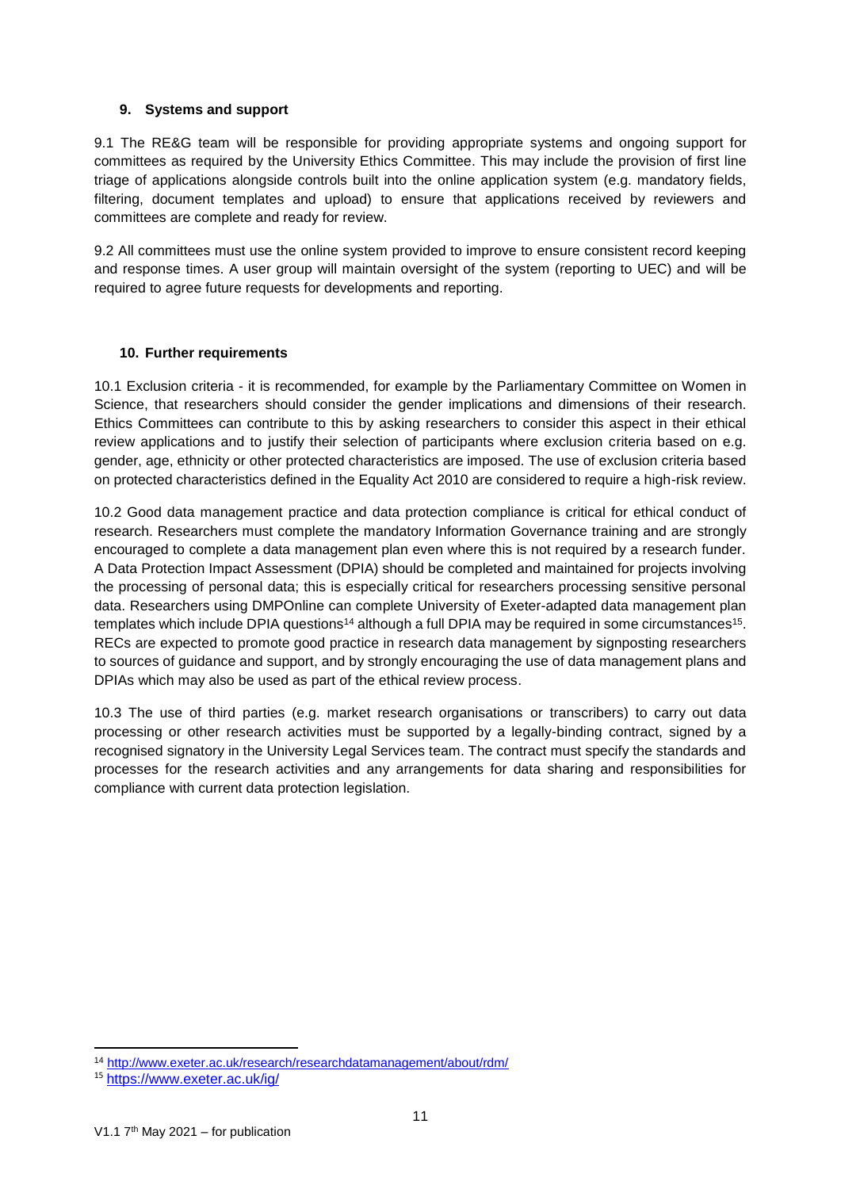## 9. Systems and support

9.1 The RE&G team will be responsible for providing appropriate systems and ongoing support for committees as required by the University Ethics Committee. This may include the provision of first line triage of applications alongside controls built into the online application system (e.g. mandatory fields, filtering, document templates and upload) to ensure that applications received by reviewers and committees are complete and ready for review.

9.2 All committees must use the online system provided to improve to ensure consistent record keeping and response times. A user group will maintain oversight of the system (reporting to UEC) and will be required to agree future requests for developments and reporting.

## 10. Further requirements

10.1 Exclusion criteria - it is recommended, for example by the Parliamentary Committee on Women in Science, that researchers should consider the gender implications and dimensions of their research. Ethics Committees can contribute to this by asking researchers to consider this aspect in their ethical review applications and to justify their selection of participants where exclusion criteria based on e.g. gender, age, ethnicity or other protected characteristics are imposed. The use of exclusion criteria based on protected characteristics defined in the Equality Act 2010 are considered to require a high-risk review.

10.2 Good data management practice and data protection compliance is critical for ethical conduct of research. Researchers must complete the mandatory Information Governance training and are strongly encouraged to complete a data management plan even where this is not required by a research funder. A Data Protection Impact Assessment (DPIA) should be completed and maintained for projects involving the processing of personal data; this is especially critical for researchers processing sensitive personal data. Researchers using DMPOnline can complete University of Exeter-adapted data management plan templates which include DPIA questions[14] although a full DPIA may be required in some circumstances[15]. RECs are expected to promote good practice in research data management by signposting researchers to sources of guidance and support, and by strongly encouraging the use of data management plans and DPIAs which may also be used as part of the ethical review process.

10.3 The use of third parties (e.g. market research organisations or transcribers) to carry out data processing or other research activities must be supported by a legally-binding contract, signed by a recognised signatory in the University Legal Services team. The contract must specify the standards and processes for the research activities and any arrangements for data sharing and responsibilities for compliance with current data protection legislation.

---

[14] http://www.exeter.ac.uk/research/researchdatamanagement/about/rdm/

[15] https://www.exeter.ac.uk/ig/

V1.1 7th May 2021 – for publication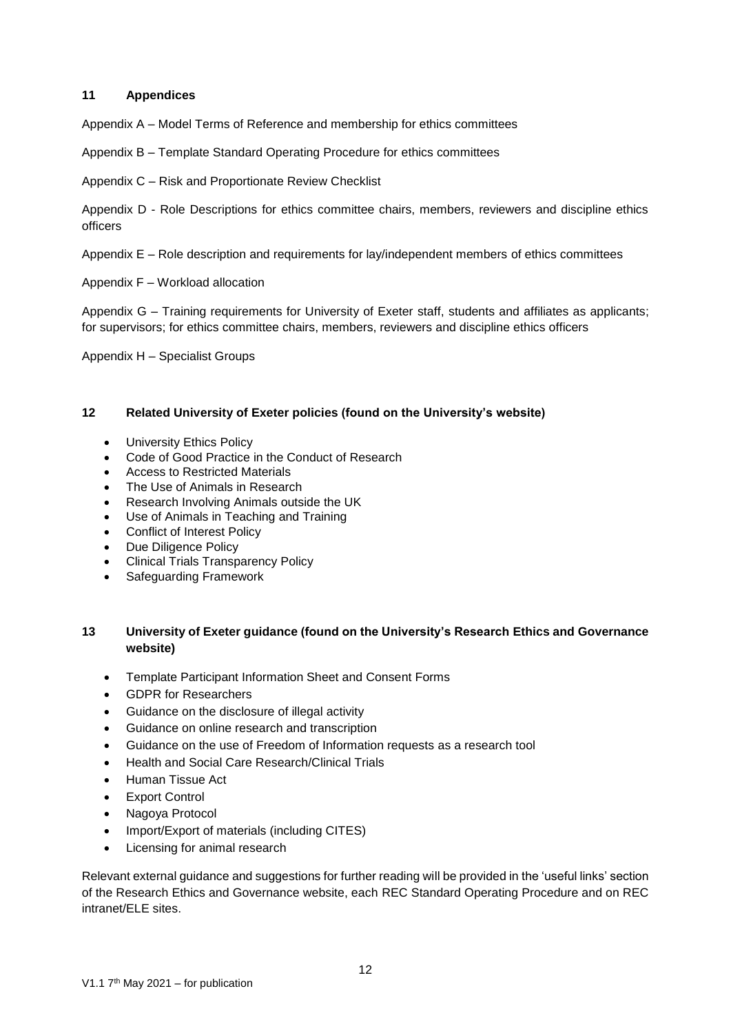## 11 Appendices

Appendix A – Model Terms of Reference and membership for ethics committees

Appendix B – Template Standard Operating Procedure for ethics committees

Appendix C – Risk and Proportionate Review Checklist

Appendix D - Role Descriptions for ethics committee chairs, members, reviewers and discipline ethics officers

Appendix E – Role description and requirements for lay/independent members of ethics committees

Appendix F – Workload allocation

Appendix G – Training requirements for University of Exeter staff, students and affiliates as applicants; for supervisors; for ethics committee chairs, members, reviewers and discipline ethics officers

Appendix H – Specialist Groups

## 12 Related University of Exeter policies (found on the University's website)

- University Ethics Policy
- Code of Good Practice in the Conduct of Research
- Access to Restricted Materials
- The Use of Animals in Research
- Research Involving Animals outside the UK
- Use of Animals in Teaching and Training
- Conflict of Interest Policy
- Due Diligence Policy
- Clinical Trials Transparency Policy
- Safeguarding Framework

## 13 University of Exeter guidance (found on the University's Research Ethics and Governance website)

- Template Participant Information Sheet and Consent Forms
- GDPR for Researchers
- Guidance on the disclosure of illegal activity
- Guidance on online research and transcription
- Guidance on the use of Freedom of Information requests as a research tool
- Health and Social Care Research/Clinical Trials
- Human Tissue Act
- Export Control
- Nagoya Protocol
- Import/Export of materials (including CITES)
- Licensing for animal research

Relevant external guidance and suggestions for further reading will be provided in the 'useful links' section of the Research Ethics and Governance website, each REC Standard Operating Procedure and on REC intranet/ELE sites.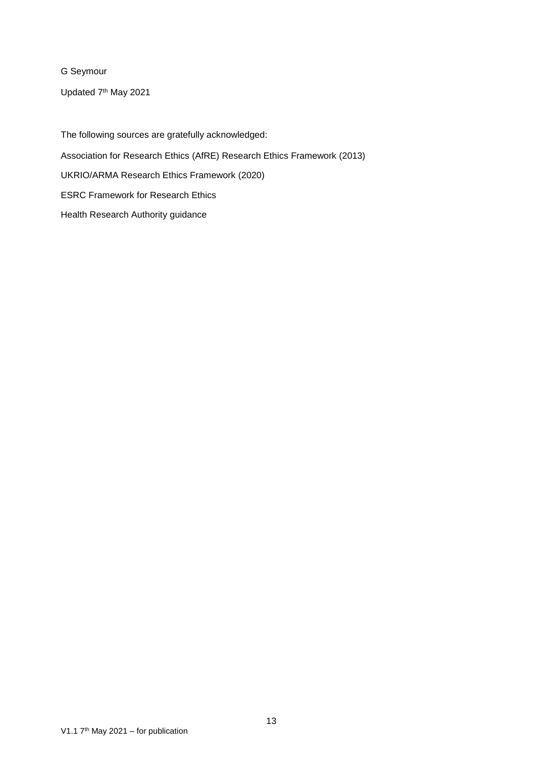G Seymour

Updated 7th May 2021

The following sources are gratefully acknowledged:

Association for Research Ethics (AfRE) Research Ethics Framework (2013)

UKRIO/ARMA Research Ethics Framework (2020)

ESRC Framework for Research Ethics

Health Research Authority guidance